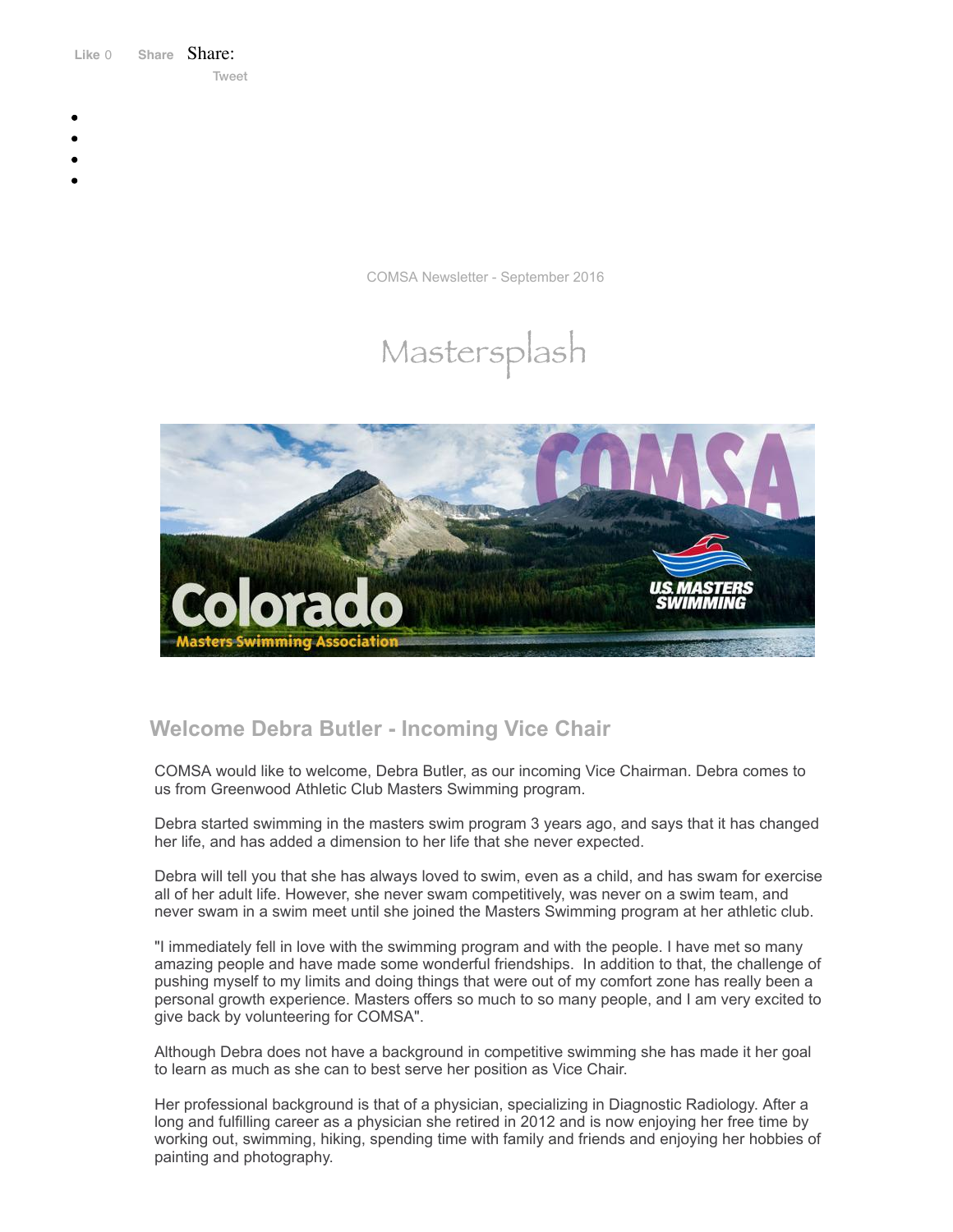Like 0 Share Share:

Tweet

COMSA Newsletter - September 2016

# Mastersplash

## Welcome Debra Butler - Incoming Vice Chair

COMSA would like to welcome, Debra Butler, as our incoming Vice Chairman. Debra comes to us from Greenwood Athletic Club Masters Swimming program.

Debra started swimming in the masters swim program 3 years ago, and says that it has changed her life, and has added a dimension to her life that she never expected.

Debra will tell you that she has always loved to swim, even as a child, and has swam for exercise all of her adult life. However, she never swam competitively, was never on a swim team, and never swam in a swim meet until she joined the Masters Swimming program at her athletic club.

"I immediately fell in love with the swimming program and with the people. I have met so many amazing people and have made some wonderful friendships. In addition to that, the challenge of pushing myself to my limits and doing things that were out of my comfort zone has really been a personal growth experience. Masters offers so much to so many people, and I am very excited to give back by volunteering for COMSA".

Although Debra does not have a background in competitive swimming she has made it her goal to learn as much as she can to best serve her position as Vice Chair.

Her professional background is that of a physician, specializing in Diagnostic Radiology. After a long and fulfilling career as a physician she retired in 2012 and is now enjoying her free time by working out, swimming, hiking, spending time with family and friends and enjoying her hobbies of painting and photography.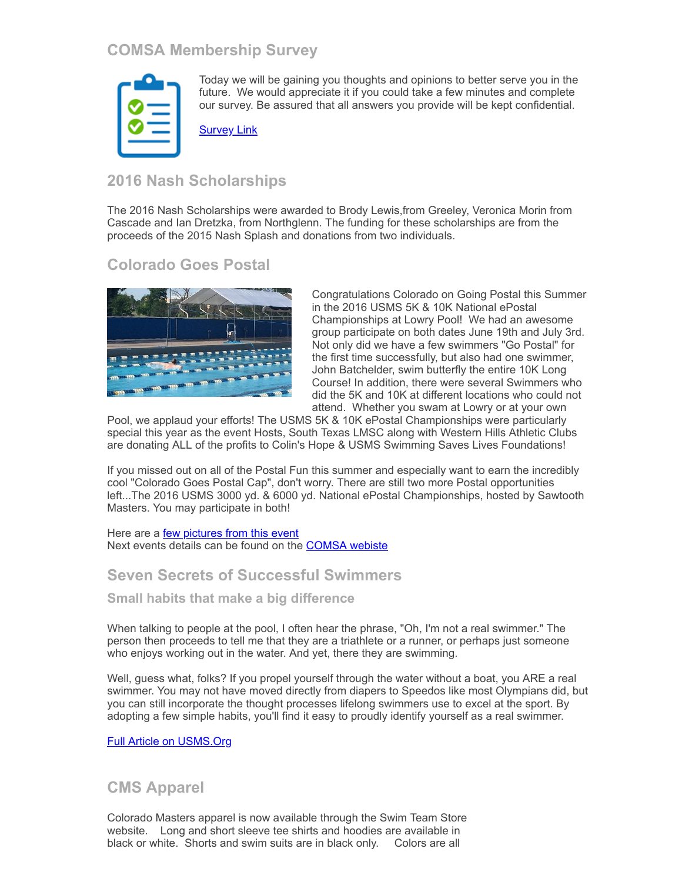## COMSA Membership Survey

Today we will be gaining you thoughts and opinions to better serve you in the future. We would appreciate it if you could take a few minutes and complete our survey. Be assured that all answers you provide will be kept confidential.

Survey Link

## 2016 Nash Scholarships

The 2016 Nash Scholarships were awarded to Brody Lewis,from Greeley, Veronica Morin from Cascade and Ian Dretzka, from Northglenn. The funding for these scholarships are from the proceeds of the 2015 Nash Splash and donations from two individuals.

## Colorado Goes Postal

Congratulations Colorado on Going Postal this Summer in the 2016 USMS 5K & 10K National ePostal Championships at Lowry Pool! We had an awesome group participate on both dates June 19th and July 3rd. Not only did we have a few swimmers "Go Postal" for the first time successfully, but also had one swimmer, John Batchelder, swim butterfly the entire 10K Long Course! In addition, there were several Swimmers who did the 5K and 10K at different locations who could not attend. Whether you swam at Lowry or at your own Pool, we applaud your efforts! The USMS 5K & 10K ePostal Championships were particularly special this year as the event Hosts, South Texas LMSC along with Western Hills Athletic Clubs are donating ALL of the profits to Colin's Hope & USMS Swimming Saves Lives Foundations!

If you missed out on all of the Postal Fun this summer and especially want to earn the incredibly cool "Colorado Goes Postal Cap", don't worry. There are still two more Postal opportunities left...The 2016 USMS 3000 yd. & 6000 yd. National ePostal Championships, hosted by Sawtooth Masters. You may participate in both!

Here are a few pictures from this event
Next events details can be found on the COMSA webiste

## Seven Secrets of Successful Swimmers

### Small habits that make a big difference

When talking to people at the pool, I often hear the phrase, "Oh, I'm not a real swimmer." The person then proceeds to tell me that they are a triathlete or a runner, or perhaps just someone who enjoys working out in the water. And yet, there they are swimming.

Well, guess what, folks? If you propel yourself through the water without a boat, you ARE a real swimmer. You may not have moved directly from diapers to Speedos like most Olympians did, but you can still incorporate the thought processes lifelong swimmers use to excel at the sport. By adopting a few simple habits, you'll find it easy to proudly identify yourself as a real swimmer.

Full Article on USMS.Org

## CMS Apparel

Colorado Masters apparel is now available through the Swim Team Store website. Long and short sleeve tee shirts and hoodies are available in black or white. Shorts and swim suits are in black only. Colors are all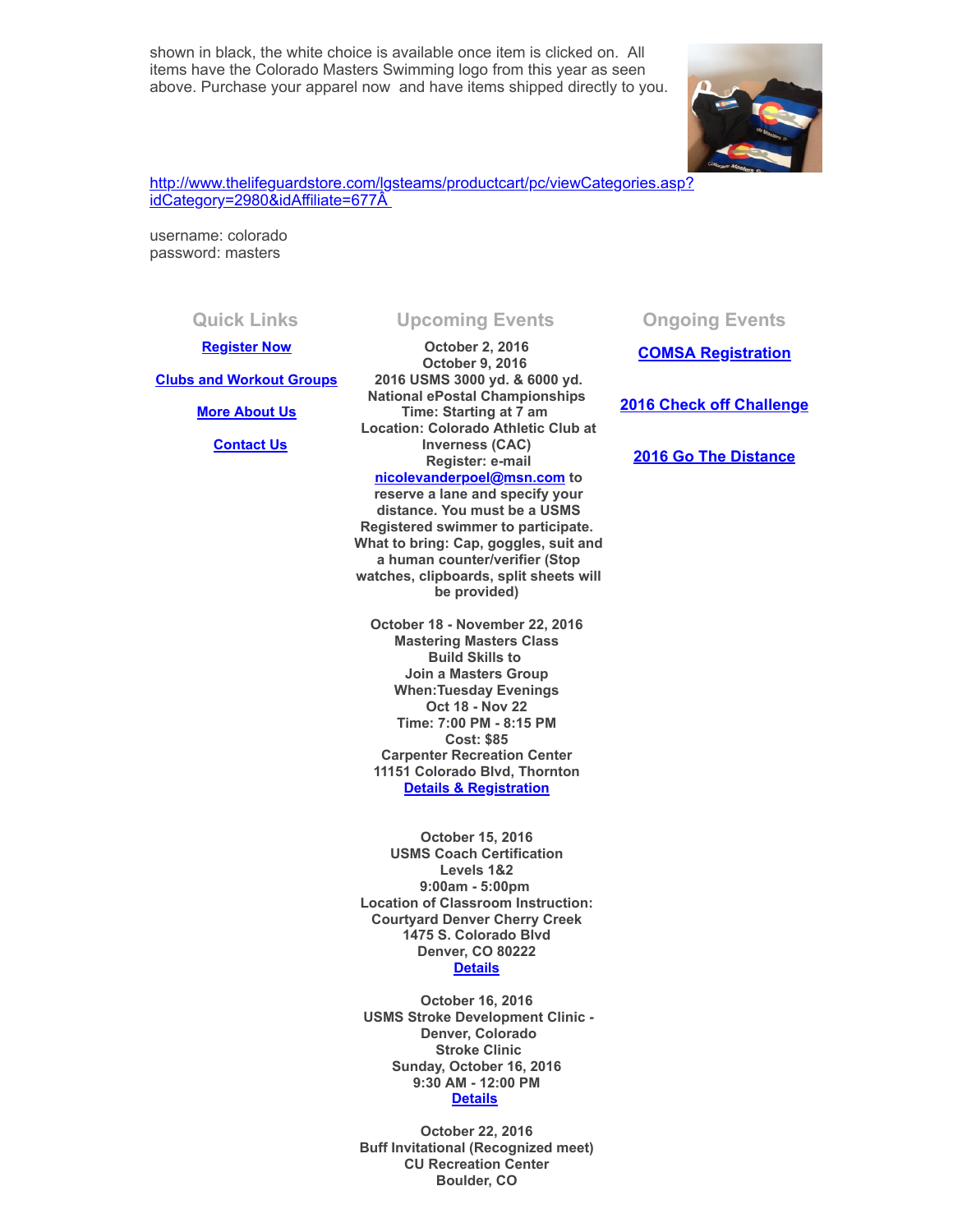shown in black, the white choice is available once item is clicked on. All items have the Colorado Masters Swimming logo from this year as seen above. Purchase your apparel now and have items shipped directly to you.

http://www.thelifeguardstore.com/lgsteams/productcart/pc/viewCategories.asp?idCategory=2980&idAffiliate=677Â

username: colorado
password: masters

## Quick Links

**Register Now**

**Clubs and Workout Groups**

**More About Us**

**Contact Us**

## Upcoming Events

**October 2, 2016**
**October 9, 2016**
**2016 USMS 3000 yd. & 6000 yd. National ePostal Championships**
**Time: Starting at 7 am**
**Location: Colorado Athletic Club at Inverness (CAC)**
**Register: e-mail nicolevanderpoel@msn.com to reserve a lane and specify your distance. You must be a USMS Registered swimmer to participate.**
**What to bring: Cap, goggles, suit and a human counter/verifier (Stop watches, clipboards, split sheets will be provided)**

**October 18 - November 22, 2016**
**Mastering Masters Class**
**Build Skills to Join a Masters Group**
**When:Tuesday Evenings**
**Oct 18 - Nov 22**
**Time: 7:00 PM - 8:15 PM**
**Cost: $85**
**Carpenter Recreation Center**
**11151 Colorado Blvd, Thornton**
**Details & Registration**

**October 15, 2016**
**USMS Coach Certification Levels 1&2**
**9:00am - 5:00pm**
**Location of Classroom Instruction:**
**Courtyard Denver Cherry Creek**
**1475 S. Colorado Blvd**
**Denver, CO 80222**
**Details**

**October 16, 2016**
**USMS Stroke Development Clinic - Denver, Colorado**
**Stroke Clinic**
**Sunday, October 16, 2016**
**9:30 AM - 12:00 PM**
**Details**

**October 22, 2016**
**Buff Invitational (Recognized meet)**
**CU Recreation Center**
**Boulder, CO**

## Ongoing Events

**COMSA Registration**

**2016 Check off Challenge**

**2016 Go The Distance**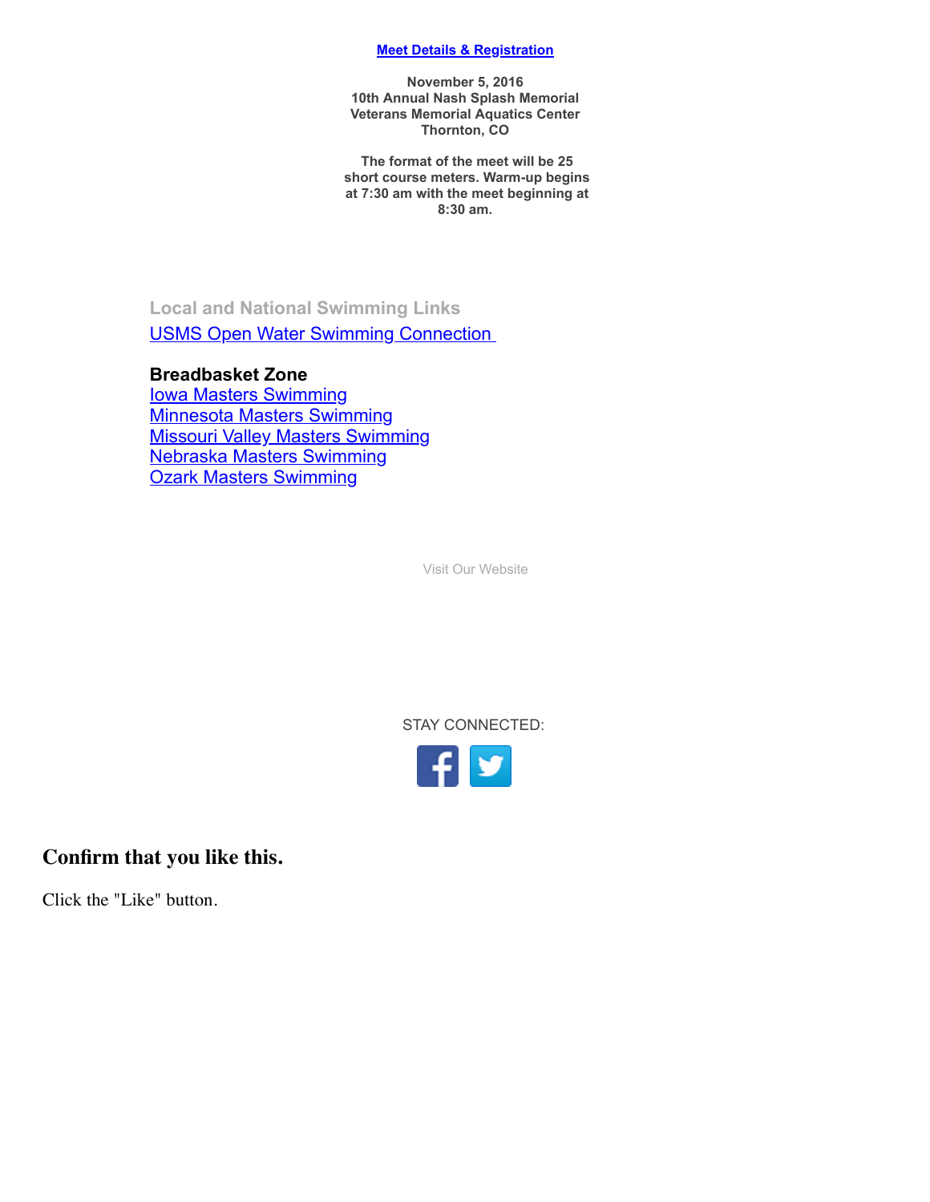**Meet Details & Registration**

**November 5, 2016**
**10th Annual Nash Splash Memorial**
**Veterans Memorial Aquatics Center**
**Thornton, CO**

**The format of the meet will be 25 short course meters. Warm-up begins at 7:30 am with the meet beginning at 8:30 am.**

**Local and National Swimming Links**

USMS Open Water Swimming Connection

**Breadbasket Zone**

Iowa Masters Swimming
Minnesota Masters Swimming
Missouri Valley Masters Swimming
Nebraska Masters Swimming
Ozark Masters Swimming

Visit Our Website

STAY CONNECTED:

## Confirm that you like this.

Click the "Like" button.